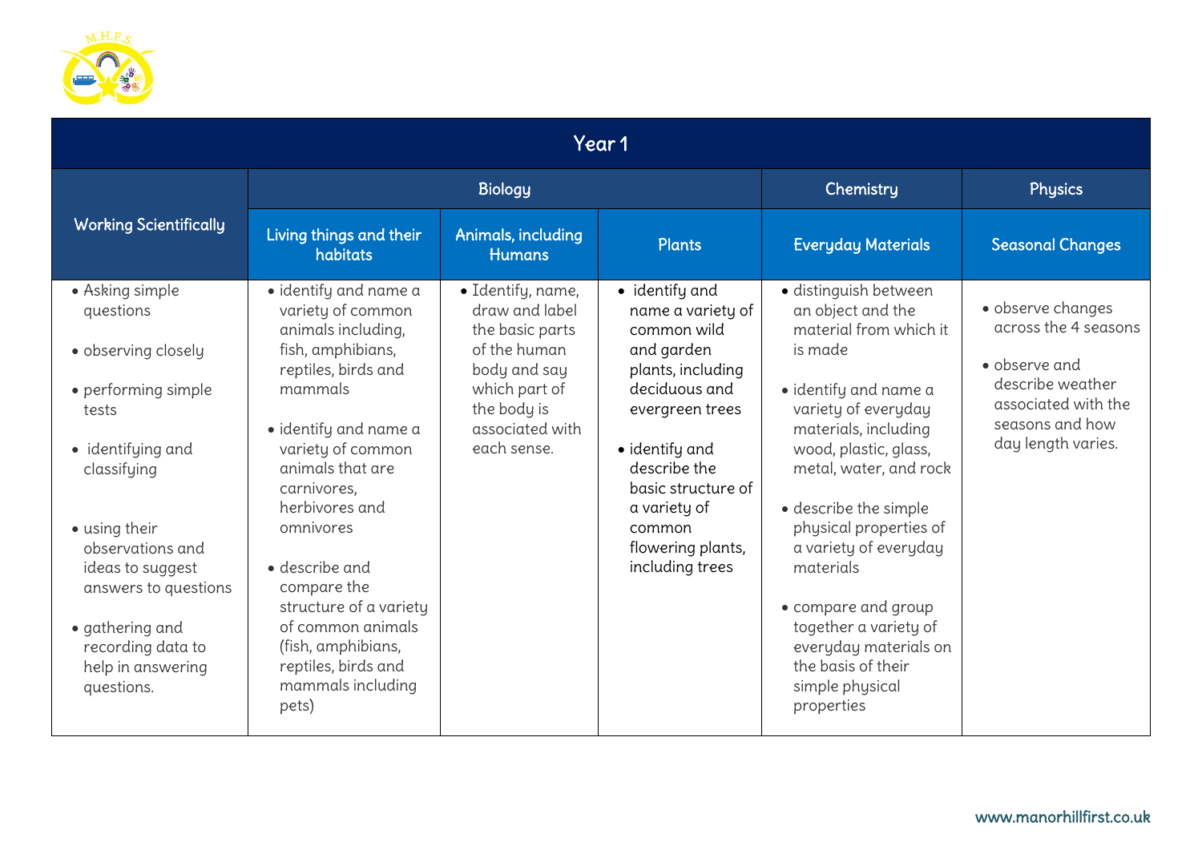| Year 1 | | | | | |
|---|---|---|---|---|---|
| Working Scientifically | Biology | | | Chemistry | Physics |
| | Living things and their habitats | Animals, including Humans | Plants | Everyday Materials | Seasonal Changes |
| • Asking simple questions<br><br>• observing closely<br><br>• performing simple tests<br><br>• identifying and classifying<br><br>• using their observations and ideas to suggest answers to questions<br><br>• gathering and recording data to help in answering questions. | • identify and name a variety of common animals including, fish, amphibians, reptiles, birds and mammals<br><br>• identify and name a variety of common animals that are carnivores, herbivores and omnivores<br><br>• describe and compare the structure of a variety of common animals (fish, amphibians, reptiles, birds and mammals including pets) | • Identify, name, draw and label the basic parts of the human body and say which part of the body is associated with each sense. | • identify and name a variety of common wild and garden plants, including deciduous and evergreen trees<br><br>• identify and describe the basic structure of a variety of common flowering plants, including trees | • distinguish between an object and the material from which it is made<br><br>• identify and name a variety of everyday materials, including wood, plastic, glass, metal, water, and rock<br><br>• describe the simple physical properties of a variety of everyday materials<br><br>• compare and group together a variety of everyday materials on the basis of their simple physical properties | • observe changes across the 4 seasons<br><br>• observe and describe weather associated with the seasons and how day length varies. |

www.manorhillfirst.co.uk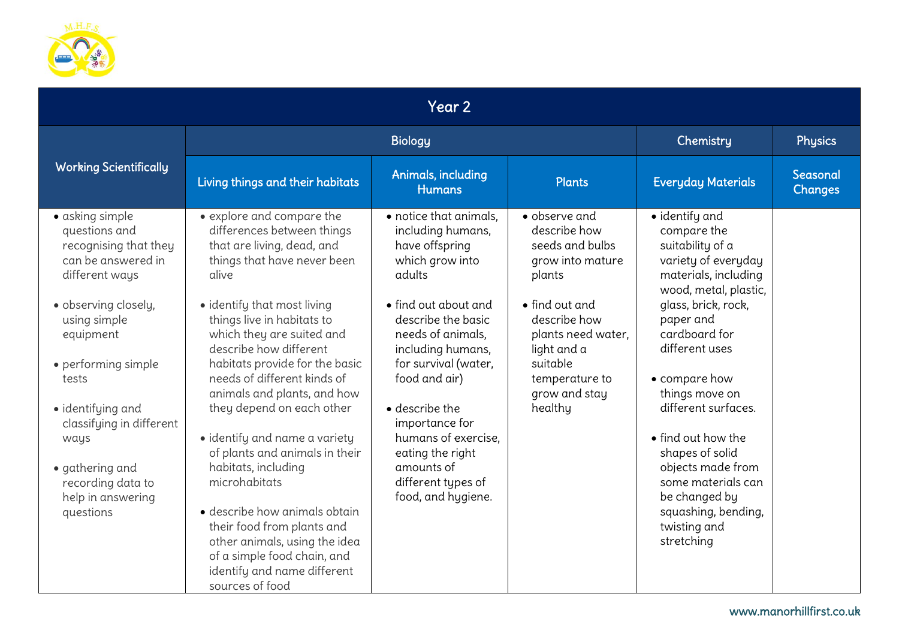# Year 2

| Working Scientifically | Biology | | | Chemistry | Physics |
|---|---|---|---|---|---|
| | Living things and their habitats | Animals, including Humans | Plants | Everyday Materials | Seasonal Changes |
| • asking simple questions and recognising that they can be answered in different ways<br><br>• observing closely, using simple equipment<br><br>• performing simple tests<br><br>• identifying and classifying in different ways<br><br>• gathering and recording data to help in answering questions | • explore and compare the differences between things that are living, dead, and things that have never been alive<br><br>• identify that most living things live in habitats to which they are suited and describe how different habitats provide for the basic needs of different kinds of animals and plants, and how they depend on each other<br><br>• identify and name a variety of plants and animals in their habitats, including microhabitats<br><br>• describe how animals obtain their food from plants and other animals, using the idea of a simple food chain, and identify and name different sources of food | • notice that animals, including humans, have offspring which grow into adults<br><br>• find out about and describe the basic needs of animals, including humans, for survival (water, food and air)<br><br>• describe the importance for humans of exercise, eating the right amounts of different types of food, and hygiene. | • observe and describe how seeds and bulbs grow into mature plants<br><br>• find out and describe how plants need water, light and a suitable temperature to grow and stay healthy | • identify and compare the suitability of a variety of everyday materials, including wood, metal, plastic, glass, brick, rock, paper and cardboard for different uses<br><br>• compare how things move on different surfaces.<br><br>• find out how the shapes of solid objects made from some materials can be changed by squashing, bending, twisting and stretching | |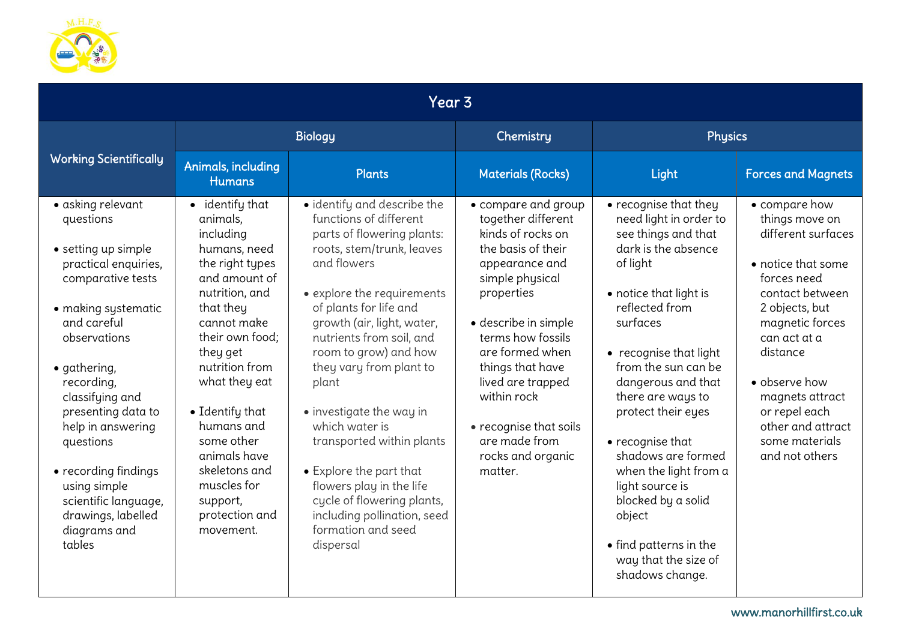# Year 3

| Working Scientifically | Biology | | Chemistry | Physics | |
|---|---|---|---|---|---|
| | Animals, including Humans | Plants | Materials (Rocks) | Light | Forces and Magnets |
| • asking relevant questions<br><br>• setting up simple practical enquiries, comparative tests<br><br>• making systematic and careful observations<br><br>• gathering, recording, classifying and presenting data to help in answering questions<br><br>• recording findings using simple scientific language, drawings, labelled diagrams and tables | • identify that animals, including humans, need the right types and amount of nutrition, and that they cannot make their own food; they get nutrition from what they eat<br><br>• Identify that humans and some other animals have skeletons and muscles for support, protection and movement. | • identify and describe the functions of different parts of flowering plants: roots, stem/trunk, leaves and flowers<br><br>• explore the requirements of plants for life and growth (air, light, water, nutrients from soil, and room to grow) and how they vary from plant to plant<br><br>• investigate the way in which water is transported within plants<br><br>• Explore the part that flowers play in the life cycle of flowering plants, including pollination, seed formation and seed dispersal | • compare and group together different kinds of rocks on the basis of their appearance and simple physical properties<br><br>• describe in simple terms how fossils are formed when things that have lived are trapped within rock<br><br>• recognise that soils are made from rocks and organic matter. | • recognise that they need light in order to see things and that dark is the absence of light<br><br>• notice that light is reflected from surfaces<br><br>• recognise that light from the sun can be dangerous and that there are ways to protect their eyes<br><br>• recognise that shadows are formed when the light from a light source is blocked by a solid object<br><br>• find patterns in the way that the size of shadows change. | • compare how things move on different surfaces<br><br>• notice that some forces need contact between 2 objects, but magnetic forces can act at a distance<br><br>• observe how magnets attract or repel each other and attract some materials and not others |

www.manorhillfirst.co.uk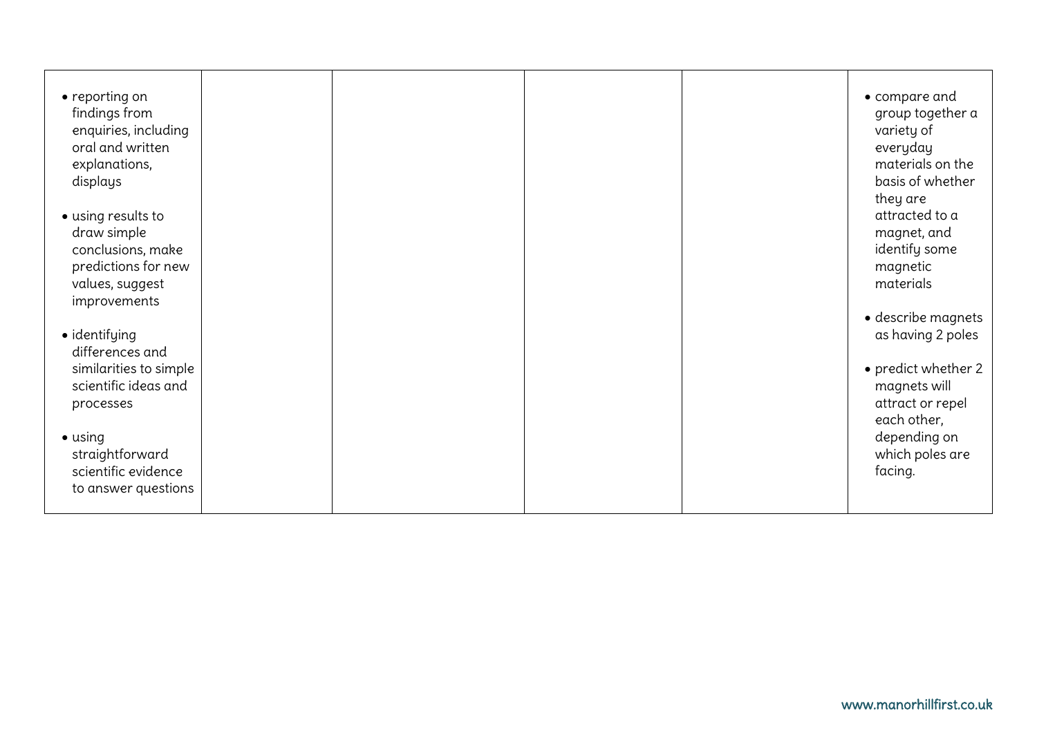| | | | | | |
|---|---|---|---|---|---|
| • reporting on findings from enquiries, including oral and written explanations, displays<br><br>• using results to draw simple conclusions, make predictions for new values, suggest improvements<br><br>• identifying differences and similarities to simple scientific ideas and processes<br><br>• using straightforward scientific evidence to answer questions | | | | | • compare and group together a variety of everyday materials on the basis of whether they are attracted to a magnet, and identify some magnetic materials<br><br>• describe magnets as having 2 poles<br><br>• predict whether 2 magnets will attract or repel each other, depending on which poles are facing. |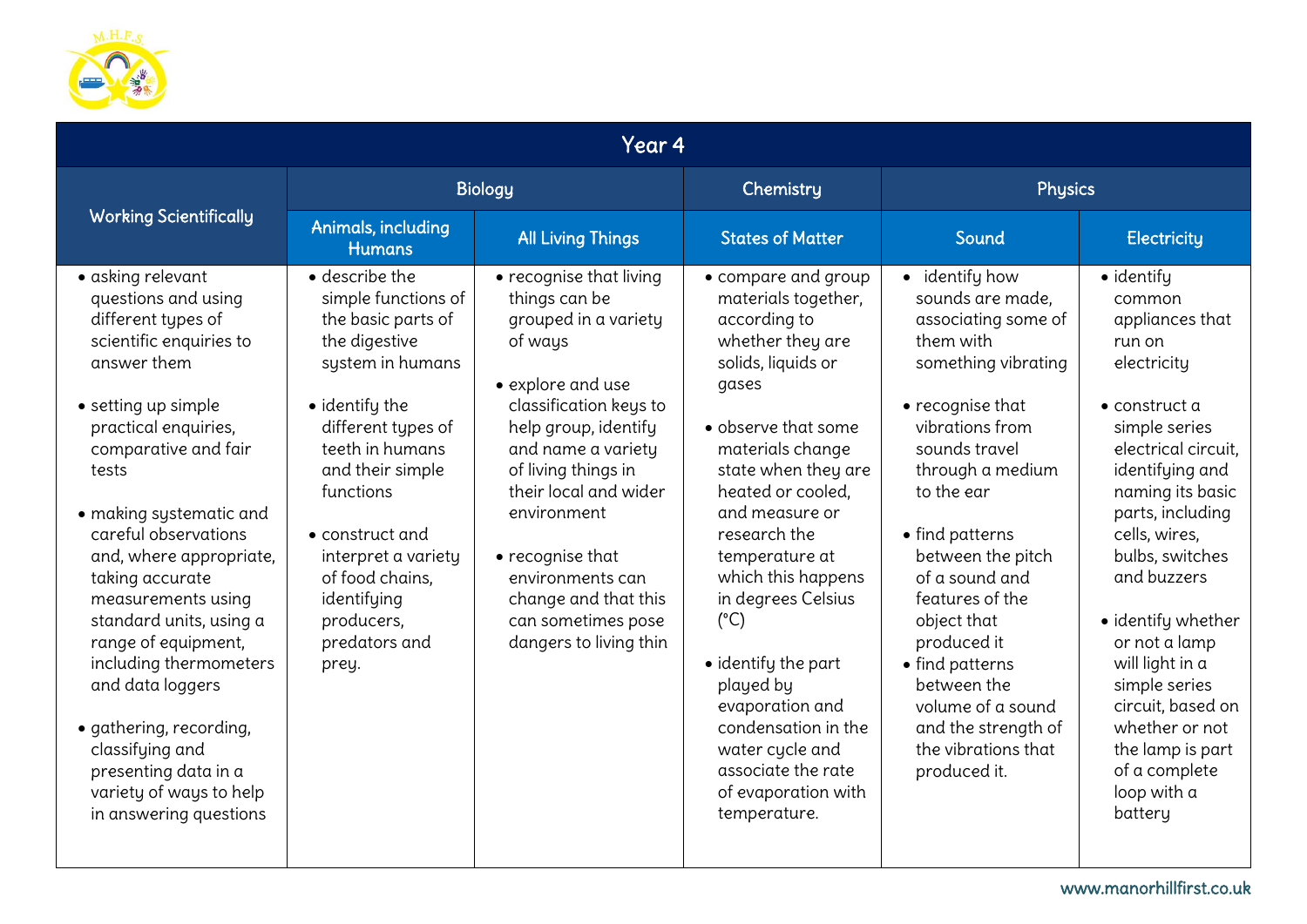| Year 4 | | | | | |
|---|---|---|---|---|---|
| Working Scientifically | Biology | | Chemistry | Physics | |
| | Animals, including Humans | All Living Things | States of Matter | Sound | Electricity |
| • asking relevant questions and using different types of scientific enquiries to answer them<br><br>• setting up simple practical enquiries, comparative and fair tests<br><br>• making systematic and careful observations and, where appropriate, taking accurate measurements using standard units, using a range of equipment, including thermometers and data loggers<br><br>• gathering, recording, classifying and presenting data in a variety of ways to help in answering questions | • describe the simple functions of the basic parts of the digestive system in humans<br><br>• identify the different types of teeth in humans and their simple functions<br><br>• construct and interpret a variety of food chains, identifying producers, predators and prey. | • recognise that living things can be grouped in a variety of ways<br><br>• explore and use classification keys to help group, identify and name a variety of living things in their local and wider environment<br><br>• recognise that environments can change and that this can sometimes pose dangers to living thin | • compare and group materials together, according to whether they are solids, liquids or gases<br><br>• observe that some materials change state when they are heated or cooled, and measure or research the temperature at which this happens in degrees Celsius (°C)<br><br>• identify the part played by evaporation and condensation in the water cycle and associate the rate of evaporation with temperature. | • identify how sounds are made, associating some of them with something vibrating<br><br>• recognise that vibrations from sounds travel through a medium to the ear<br><br>• find patterns between the pitch of a sound and features of the object that produced it<br>• find patterns between the volume of a sound and the strength of the vibrations that produced it. | • identify common appliances that run on electricity<br><br>• construct a simple series electrical circuit, identifying and naming its basic parts, including cells, wires, bulbs, switches and buzzers<br><br>• identify whether or not a lamp will light in a simple series circuit, based on whether or not the lamp is part of a complete loop with a battery |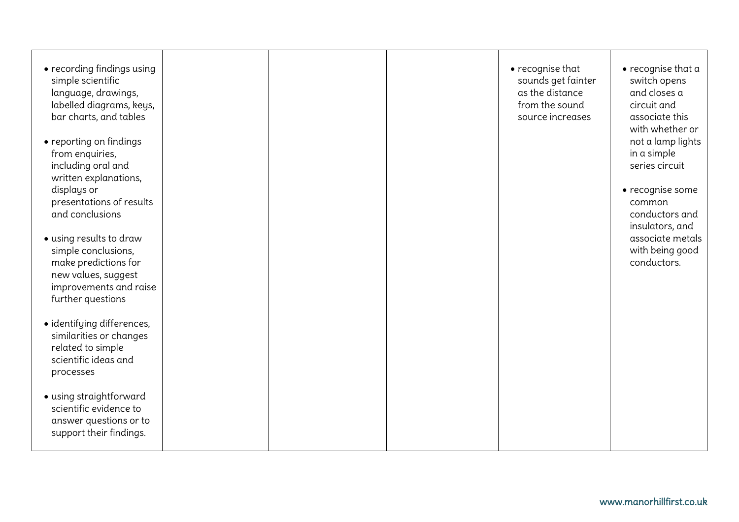| | | | | | |
|---|---|---|---|---|---|
| • recording findings using simple scientific language, drawings, labelled diagrams, keys, bar charts, and tables<br><br>• reporting on findings from enquiries, including oral and written explanations, displays or presentations of results and conclusions<br><br>• using results to draw simple conclusions, make predictions for new values, suggest improvements and raise further questions<br><br>• identifying differences, similarities or changes related to simple scientific ideas and processes<br><br>• using straightforward scientific evidence to answer questions or to support their findings. | | | | • recognise that sounds get fainter as the distance from the sound source increases | • recognise that a switch opens and closes a circuit and associate this with whether or not a lamp lights in a simple series circuit<br><br>• recognise some common conductors and insulators, and associate metals with being good conductors. |

www.manorhillfirst.co.uk